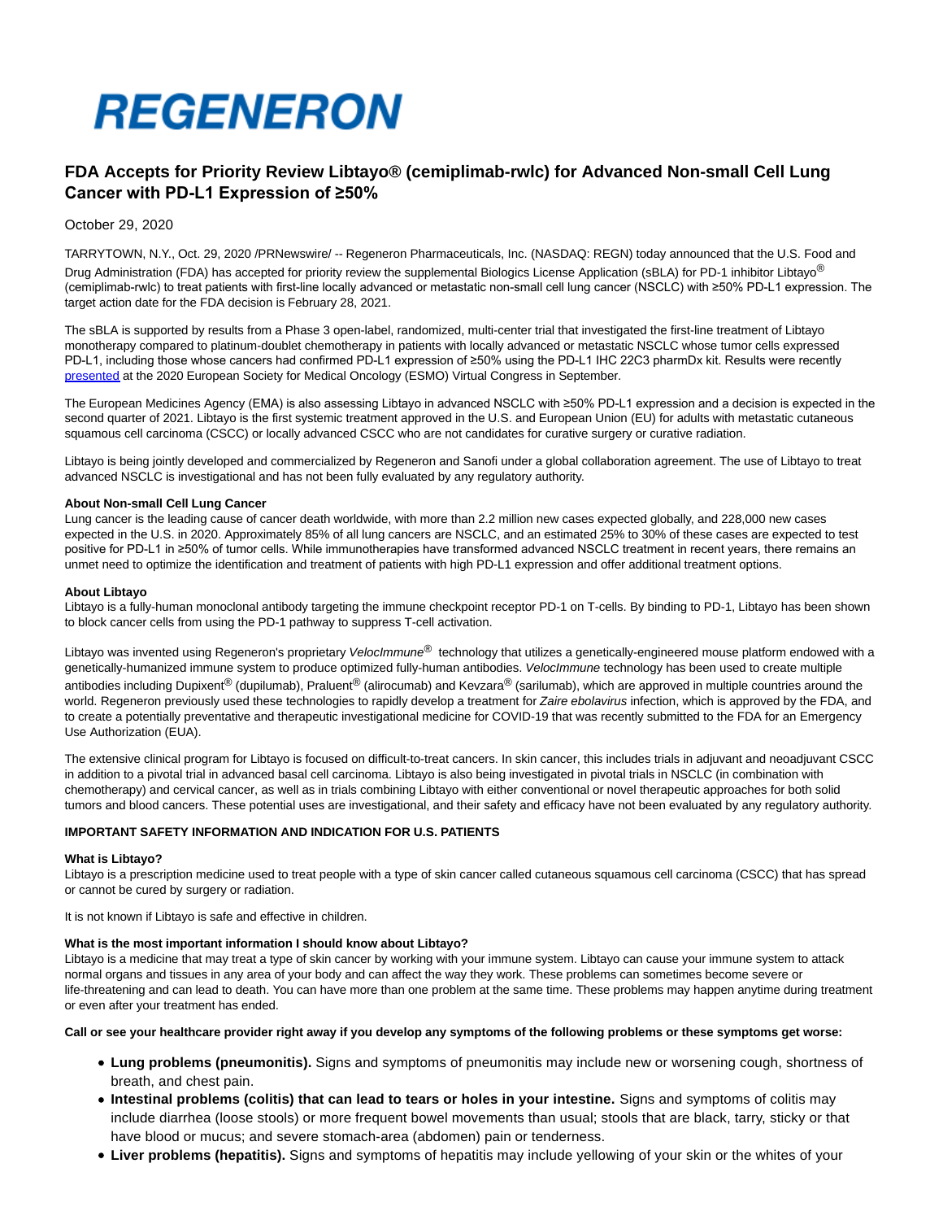# REGENERON

## FDA Accepts for Priority Review Libtayo® (cemiplimab-rwlc) for Advanced Non-small Cell Lung Cancer with PD-L1 Expression of ≥50%

October 29, 2020

TARRYTOWN, N.Y., Oct. 29, 2020 /PRNewswire/ -- Regeneron Pharmaceuticals, Inc. (NASDAQ: REGN) today announced that the U.S. Food and Drug Administration (FDA) has accepted for priority review the supplemental Biologics License Application (sBLA) for PD-1 inhibitor Libtayo® (cemiplimab-rwlc) to treat patients with first-line locally advanced or metastatic non-small cell lung cancer (NSCLC) with ≥50% PD-L1 expression. The target action date for the FDA decision is February 28, 2021.

The sBLA is supported by results from a Phase 3 open-label, randomized, multi-center trial that investigated the first-line treatment of Libtayo monotherapy compared to platinum-doublet chemotherapy in patients with locally advanced or metastatic NSCLC whose tumor cells expressed PD-L1, including those whose cancers had confirmed PD-L1 expression of ≥50% using the PD-L1 IHC 22C3 pharmDx kit. Results were recently presented at the 2020 European Society for Medical Oncology (ESMO) Virtual Congress in September.

The European Medicines Agency (EMA) is also assessing Libtayo in advanced NSCLC with ≥50% PD-L1 expression and a decision is expected in the second quarter of 2021. Libtayo is the first systemic treatment approved in the U.S. and European Union (EU) for adults with metastatic cutaneous squamous cell carcinoma (CSCC) or locally advanced CSCC who are not candidates for curative surgery or curative radiation.

Libtayo is being jointly developed and commercialized by Regeneron and Sanofi under a global collaboration agreement. The use of Libtayo to treat advanced NSCLC is investigational and has not been fully evaluated by any regulatory authority.

**About Non-small Cell Lung Cancer**

Lung cancer is the leading cause of cancer death worldwide, with more than 2.2 million new cases expected globally, and 228,000 new cases expected in the U.S. in 2020. Approximately 85% of all lung cancers are NSCLC, and an estimated 25% to 30% of these cases are expected to test positive for PD-L1 in ≥50% of tumor cells. While immunotherapies have transformed advanced NSCLC treatment in recent years, there remains an unmet need to optimize the identification and treatment of patients with high PD-L1 expression and offer additional treatment options.

**About Libtayo**

Libtayo is a fully-human monoclonal antibody targeting the immune checkpoint receptor PD-1 on T-cells. By binding to PD-1, Libtayo has been shown to block cancer cells from using the PD-1 pathway to suppress T-cell activation.

Libtayo was invented using Regeneron's proprietary *VelocImmune*® technology that utilizes a genetically-engineered mouse platform endowed with a genetically-humanized immune system to produce optimized fully-human antibodies. *VelocImmune* technology has been used to create multiple antibodies including Dupixent® (dupilumab), Praluent® (alirocumab) and Kevzara® (sarilumab), which are approved in multiple countries around the world. Regeneron previously used these technologies to rapidly develop a treatment for *Zaire ebolavirus* infection, which is approved by the FDA, and to create a potentially preventative and therapeutic investigational medicine for COVID-19 that was recently submitted to the FDA for an Emergency Use Authorization (EUA).

The extensive clinical program for Libtayo is focused on difficult-to-treat cancers. In skin cancer, this includes trials in adjuvant and neoadjuvant CSCC in addition to a pivotal trial in advanced basal cell carcinoma. Libtayo is also being investigated in pivotal trials in NSCLC (in combination with chemotherapy) and cervical cancer, as well as in trials combining Libtayo with either conventional or novel therapeutic approaches for both solid tumors and blood cancers. These potential uses are investigational, and their safety and efficacy have not been evaluated by any regulatory authority.

**IMPORTANT SAFETY INFORMATION AND INDICATION FOR U.S. PATIENTS**

**What is Libtayo?**

Libtayo is a prescription medicine used to treat people with a type of skin cancer called cutaneous squamous cell carcinoma (CSCC) that has spread or cannot be cured by surgery or radiation.

It is not known if Libtayo is safe and effective in children.

**What is the most important information I should know about Libtayo?**

Libtayo is a medicine that may treat a type of skin cancer by working with your immune system. Libtayo can cause your immune system to attack normal organs and tissues in any area of your body and can affect the way they work. These problems can sometimes become severe or life-threatening and can lead to death. You can have more than one problem at the same time. These problems may happen anytime during treatment or even after your treatment has ended.

**Call or see your healthcare provider right away if you develop any symptoms of the following problems or these symptoms get worse:**

- **Lung problems (pneumonitis).** Signs and symptoms of pneumonitis may include new or worsening cough, shortness of breath, and chest pain.
- **Intestinal problems (colitis) that can lead to tears or holes in your intestine.** Signs and symptoms of colitis may include diarrhea (loose stools) or more frequent bowel movements than usual; stools that are black, tarry, sticky or that have blood or mucus; and severe stomach-area (abdomen) pain or tenderness.
- **Liver problems (hepatitis).** Signs and symptoms of hepatitis may include yellowing of your skin or the whites of your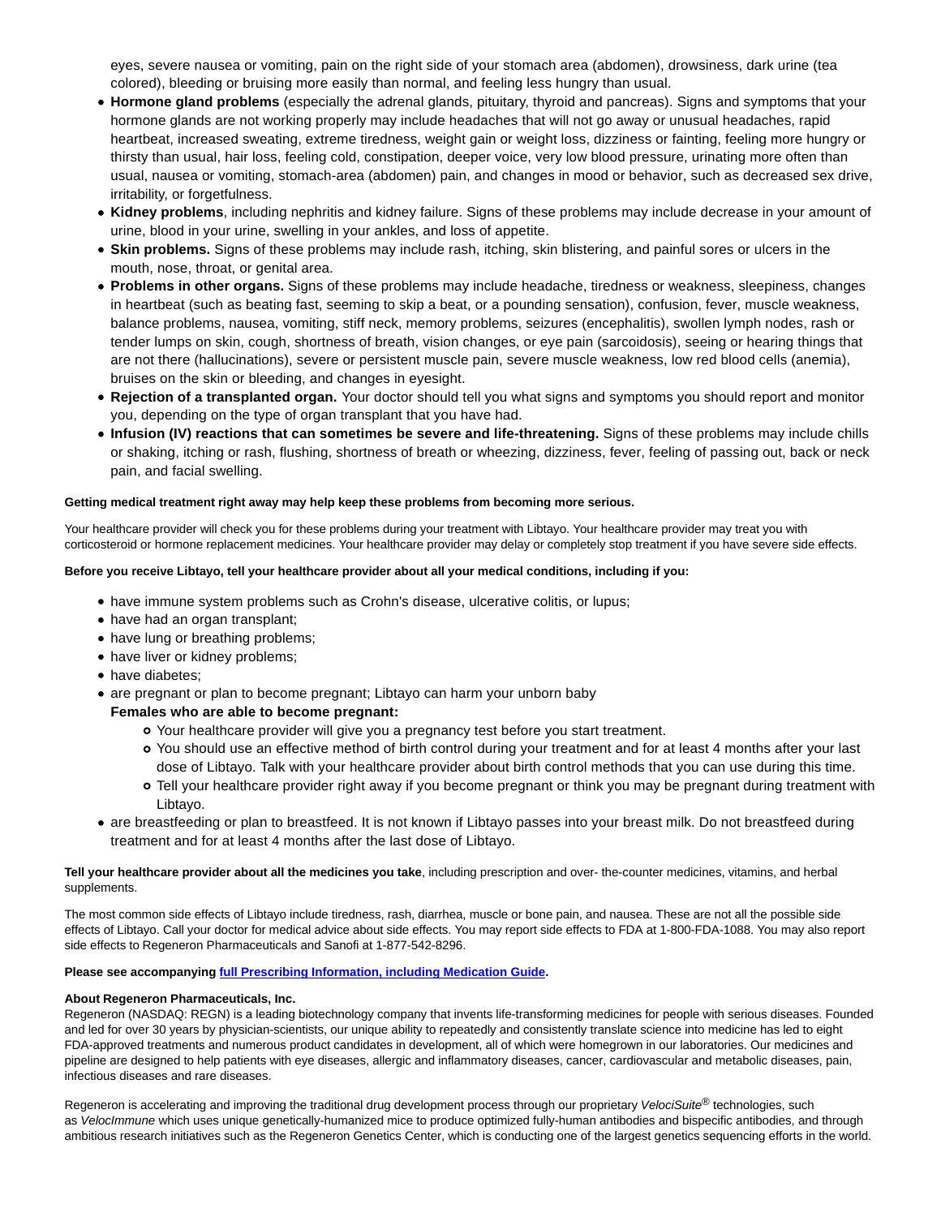eyes, severe nausea or vomiting, pain on the right side of your stomach area (abdomen), drowsiness, dark urine (tea colored), bleeding or bruising more easily than normal, and feeling less hungry than usual.

- **Hormone gland problems** (especially the adrenal glands, pituitary, thyroid and pancreas). Signs and symptoms that your hormone glands are not working properly may include headaches that will not go away or unusual headaches, rapid heartbeat, increased sweating, extreme tiredness, weight gain or weight loss, dizziness or fainting, feeling more hungry or thirsty than usual, hair loss, feeling cold, constipation, deeper voice, very low blood pressure, urinating more often than usual, nausea or vomiting, stomach-area (abdomen) pain, and changes in mood or behavior, such as decreased sex drive, irritability, or forgetfulness.
- **Kidney problems**, including nephritis and kidney failure. Signs of these problems may include decrease in your amount of urine, blood in your urine, swelling in your ankles, and loss of appetite.
- **Skin problems.** Signs of these problems may include rash, itching, skin blistering, and painful sores or ulcers in the mouth, nose, throat, or genital area.
- **Problems in other organs.** Signs of these problems may include headache, tiredness or weakness, sleepiness, changes in heartbeat (such as beating fast, seeming to skip a beat, or a pounding sensation), confusion, fever, muscle weakness, balance problems, nausea, vomiting, stiff neck, memory problems, seizures (encephalitis), swollen lymph nodes, rash or tender lumps on skin, cough, shortness of breath, vision changes, or eye pain (sarcoidosis), seeing or hearing things that are not there (hallucinations), severe or persistent muscle pain, severe muscle weakness, low red blood cells (anemia), bruises on the skin or bleeding, and changes in eyesight.
- **Rejection of a transplanted organ.** Your doctor should tell you what signs and symptoms you should report and monitor you, depending on the type of organ transplant that you have had.
- **Infusion (IV) reactions that can sometimes be severe and life-threatening.** Signs of these problems may include chills or shaking, itching or rash, flushing, shortness of breath or wheezing, dizziness, fever, feeling of passing out, back or neck pain, and facial swelling.

**Getting medical treatment right away may help keep these problems from becoming more serious.**

Your healthcare provider will check you for these problems during your treatment with Libtayo. Your healthcare provider may treat you with corticosteroid or hormone replacement medicines. Your healthcare provider may delay or completely stop treatment if you have severe side effects.

**Before you receive Libtayo, tell your healthcare provider about all your medical conditions, including if you:**

- have immune system problems such as Crohn's disease, ulcerative colitis, or lupus;
- have had an organ transplant;
- have lung or breathing problems;
- have liver or kidney problems;
- have diabetes;
- are pregnant or plan to become pregnant; Libtayo can harm your unborn baby
  **Females who are able to become pregnant:**
  - Your healthcare provider will give you a pregnancy test before you start treatment.
  - You should use an effective method of birth control during your treatment and for at least 4 months after your last dose of Libtayo. Talk with your healthcare provider about birth control methods that you can use during this time.
  - Tell your healthcare provider right away if you become pregnant or think you may be pregnant during treatment with Libtayo.
- are breastfeeding or plan to breastfeed. It is not known if Libtayo passes into your breast milk. Do not breastfeed during treatment and for at least 4 months after the last dose of Libtayo.

**Tell your healthcare provider about all the medicines you take**, including prescription and over- the-counter medicines, vitamins, and herbal supplements.

The most common side effects of Libtayo include tiredness, rash, diarrhea, muscle or bone pain, and nausea. These are not all the possible side effects of Libtayo. Call your doctor for medical advice about side effects. You may report side effects to FDA at 1-800-FDA-1088. You may also report side effects to Regeneron Pharmaceuticals and Sanofi at 1-877-542-8296.

**Please see accompanying full Prescribing Information, including Medication Guide.**

**About Regeneron Pharmaceuticals, Inc.**
Regeneron (NASDAQ: REGN) is a leading biotechnology company that invents life-transforming medicines for people with serious diseases. Founded and led for over 30 years by physician-scientists, our unique ability to repeatedly and consistently translate science into medicine has led to eight FDA-approved treatments and numerous product candidates in development, all of which were homegrown in our laboratories. Our medicines and pipeline are designed to help patients with eye diseases, allergic and inflammatory diseases, cancer, cardiovascular and metabolic diseases, pain, infectious diseases and rare diseases.

Regeneron is accelerating and improving the traditional drug development process through our proprietary *VelociSuite*® technologies, such as *VelocImmune* which uses unique genetically-humanized mice to produce optimized fully-human antibodies and bispecific antibodies, and through ambitious research initiatives such as the Regeneron Genetics Center, which is conducting one of the largest genetics sequencing efforts in the world.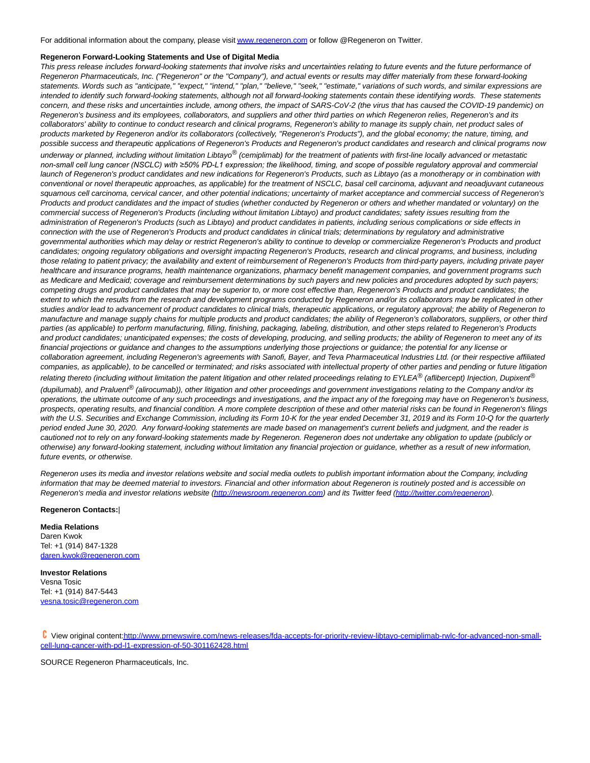For additional information about the company, please visit [www.regeneron.com](http://www.regeneron.com) or follow @Regeneron on Twitter.

**Regeneron Forward-Looking Statements and Use of Digital Media**

*This press release includes forward-looking statements that involve risks and uncertainties relating to future events and the future performance of Regeneron Pharmaceuticals, Inc. ("Regeneron" or the "Company"), and actual events or results may differ materially from these forward-looking statements. Words such as "anticipate," "expect," "intend," "plan," "believe," "seek," "estimate," variations of such words, and similar expressions are intended to identify such forward-looking statements, although not all forward-looking statements contain these identifying words. These statements concern, and these risks and uncertainties include, among others, the impact of SARS-CoV-2 (the virus that has caused the COVID-19 pandemic) on Regeneron's business and its employees, collaborators, and suppliers and other third parties on which Regeneron relies, Regeneron's and its collaborators' ability to continue to conduct research and clinical programs, Regeneron's ability to manage its supply chain, net product sales of products marketed by Regeneron and/or its collaborators (collectively, "Regeneron's Products"), and the global economy; the nature, timing, and possible success and therapeutic applications of Regeneron's Products and Regeneron's product candidates and research and clinical programs now underway or planned, including without limitation Libtayo® (cemiplimab) for the treatment of patients with first-line locally advanced or metastatic non-small cell lung cancer (NSCLC) with ≥50% PD-L1 expression; the likelihood, timing, and scope of possible regulatory approval and commercial launch of Regeneron's product candidates and new indications for Regeneron's Products, such as Libtayo (as a monotherapy or in combination with conventional or novel therapeutic approaches, as applicable) for the treatment of NSCLC, basal cell carcinoma, adjuvant and neoadjuvant cutaneous squamous cell carcinoma, cervical cancer, and other potential indications; uncertainty of market acceptance and commercial success of Regeneron's Products and product candidates and the impact of studies (whether conducted by Regeneron or others and whether mandated or voluntary) on the commercial success of Regeneron's Products (including without limitation Libtayo) and product candidates; safety issues resulting from the administration of Regeneron's Products (such as Libtayo) and product candidates in patients, including serious complications or side effects in connection with the use of Regeneron's Products and product candidates in clinical trials; determinations by regulatory and administrative governmental authorities which may delay or restrict Regeneron's ability to continue to develop or commercialize Regeneron's Products and product candidates; ongoing regulatory obligations and oversight impacting Regeneron's Products, research and clinical programs, and business, including those relating to patient privacy; the availability and extent of reimbursement of Regeneron's Products from third-party payers, including private payer healthcare and insurance programs, health maintenance organizations, pharmacy benefit management companies, and government programs such as Medicare and Medicaid; coverage and reimbursement determinations by such payers and new policies and procedures adopted by such payers; competing drugs and product candidates that may be superior to, or more cost effective than, Regeneron's Products and product candidates; the extent to which the results from the research and development programs conducted by Regeneron and/or its collaborators may be replicated in other studies and/or lead to advancement of product candidates to clinical trials, therapeutic applications, or regulatory approval; the ability of Regeneron to manufacture and manage supply chains for multiple products and product candidates; the ability of Regeneron's collaborators, suppliers, or other third parties (as applicable) to perform manufacturing, filling, finishing, packaging, labeling, distribution, and other steps related to Regeneron's Products and product candidates; unanticipated expenses; the costs of developing, producing, and selling products; the ability of Regeneron to meet any of its financial projections or guidance and changes to the assumptions underlying those projections or guidance; the potential for any license or collaboration agreement, including Regeneron's agreements with Sanofi, Bayer, and Teva Pharmaceutical Industries Ltd. (or their respective affiliated companies, as applicable), to be cancelled or terminated; and risks associated with intellectual property of other parties and pending or future litigation relating thereto (including without limitation the patent litigation and other related proceedings relating to EYLEA® (aflibercept) Injection, Dupixent® (dupilumab), and Praluent® (alirocumab)), other litigation and other proceedings and government investigations relating to the Company and/or its operations, the ultimate outcome of any such proceedings and investigations, and the impact any of the foregoing may have on Regeneron's business, prospects, operating results, and financial condition. A more complete description of these and other material risks can be found in Regeneron's filings with the U.S. Securities and Exchange Commission, including its Form 10-K for the year ended December 31, 2019 and its Form 10-Q for the quarterly period ended June 30, 2020. Any forward-looking statements are made based on management's current beliefs and judgment, and the reader is cautioned not to rely on any forward-looking statements made by Regeneron. Regeneron does not undertake any obligation to update (publicly or otherwise) any forward-looking statement, including without limitation any financial projection or guidance, whether as a result of new information, future events, or otherwise.*

*Regeneron uses its media and investor relations website and social media outlets to publish important information about the Company, including information that may be deemed material to investors. Financial and other information about Regeneron is routinely posted and is accessible on Regeneron's media and investor relations website ([http://newsroom.regeneron.com](http://newsroom.regeneron.com)) and its Twitter feed ([http://twitter.com/regeneron](http://twitter.com/regeneron)).*

**Regeneron Contacts:**

**Media Relations**
Daren Kwok
Tel: +1 (914) 847-1328
[daren.kwok@regeneron.com](mailto:daren.kwok@regeneron.com)

**Investor Relations**
Vesna Tosic
Tel: +1 (914) 847-5443
[vesna.tosic@regeneron.com](mailto:vesna.tosic@regeneron.com)

View original content:[http://www.prnewswire.com/news-releases/fda-accepts-for-priority-review-libtayo-cemiplimab-rwlc-for-advanced-non-small-cell-lung-cancer-with-pd-l1-expression-of-50-301162428.html](http://www.prnewswire.com/news-releases/fda-accepts-for-priority-review-libtayo-cemiplimab-rwlc-for-advanced-non-small-cell-lung-cancer-with-pd-l1-expression-of-50-301162428.html)

SOURCE Regeneron Pharmaceuticals, Inc.